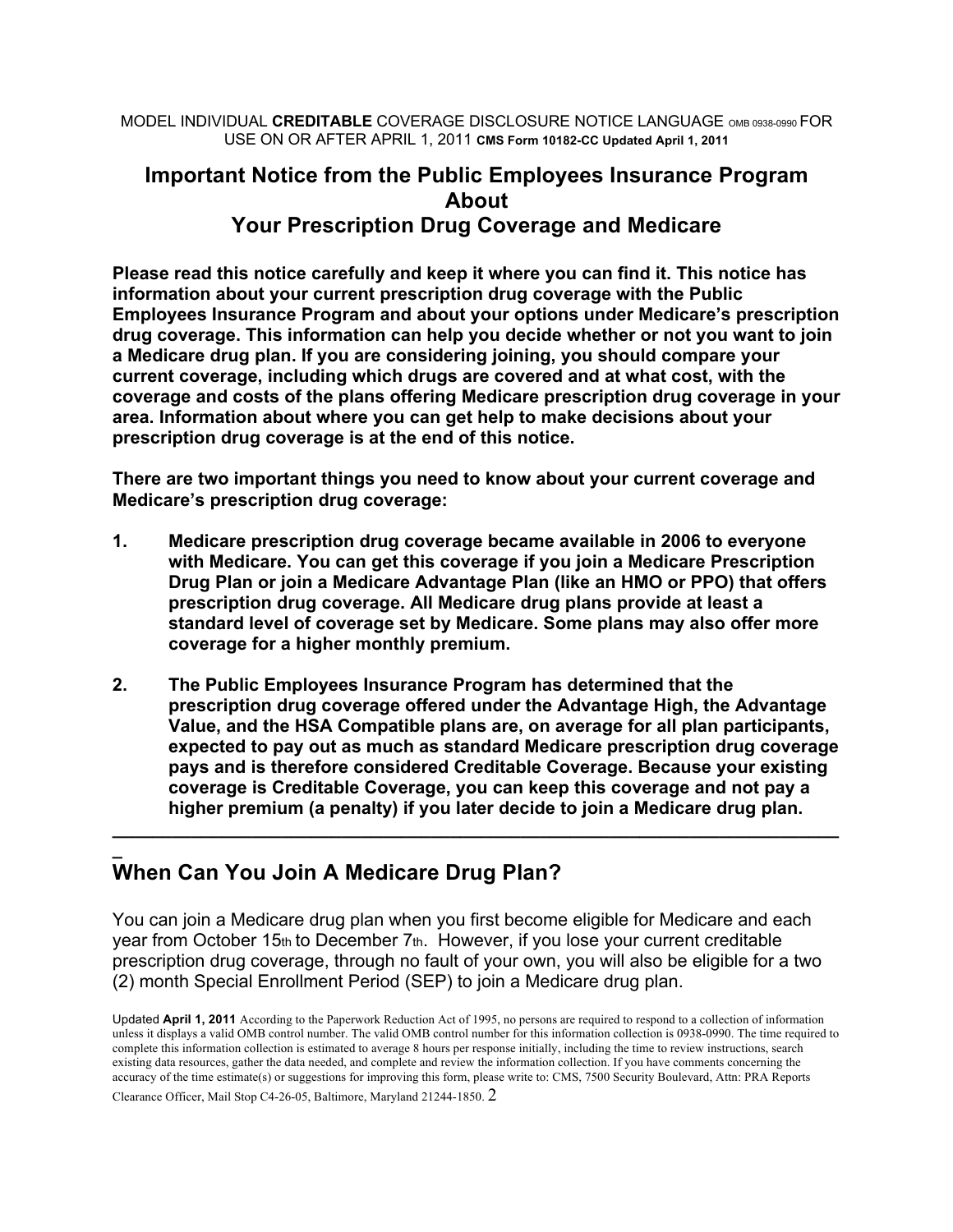MODEL INDIVIDUAL **CREDITABLE** COVERAGE DISCLOSURE NOTICE LANGUAGE OMB 0938-0990 FOR USE ON OR AFTER APRIL 1, 2011 **CMS Form 10182-CC Updated April 1, 2011**

# Important Notice from the Public Employees Insurance Program About Your Prescription Drug Coverage and Medicare

**Please read this notice carefully and keep it where you can find it. This notice has information about your current prescription drug coverage with the Public Employees Insurance Program and about your options under Medicare's prescription drug coverage. This information can help you decide whether or not you want to join a Medicare drug plan. If you are considering joining, you should compare your current coverage, including which drugs are covered and at what cost, with the coverage and costs of the plans offering Medicare prescription drug coverage in your area. Information about where you can get help to make decisions about your prescription drug coverage is at the end of this notice.**

**There are two important things you need to know about your current coverage and Medicare's prescription drug coverage:**

1. **Medicare prescription drug coverage became available in 2006 to everyone with Medicare. You can get this coverage if you join a Medicare Prescription Drug Plan or join a Medicare Advantage Plan (like an HMO or PPO) that offers prescription drug coverage. All Medicare drug plans provide at least a standard level of coverage set by Medicare. Some plans may also offer more coverage for a higher monthly premium.**

2. **The Public Employees Insurance Program has determined that the prescription drug coverage offered under the Advantage High, the Advantage Value, and the HSA Compatible plans are, on average for all plan participants, expected to pay out as much as standard Medicare prescription drug coverage pays and is therefore considered Creditable Coverage. Because your existing coverage is Creditable Coverage, you can keep this coverage and not pay a higher premium (a penalty) if you later decide to join a Medicare drug plan.**

---

## When Can You Join A Medicare Drug Plan?

You can join a Medicare drug plan when you first become eligible for Medicare and each year from October 15th to December 7th. However, if you lose your current creditable prescription drug coverage, through no fault of your own, you will also be eligible for a two (2) month Special Enrollment Period (SEP) to join a Medicare drug plan.

Updated **April 1, 2011** According to the Paperwork Reduction Act of 1995, no persons are required to respond to a collection of information unless it displays a valid OMB control number. The valid OMB control number for this information collection is 0938-0990. The time required to complete this information collection is estimated to average 8 hours per response initially, including the time to review instructions, search existing data resources, gather the data needed, and complete and review the information collection. If you have comments concerning the accuracy of the time estimate(s) or suggestions for improving this form, please write to: CMS, 7500 Security Boulevard, Attn: PRA Reports Clearance Officer, Mail Stop C4-26-05, Baltimore, Maryland 21244-1850.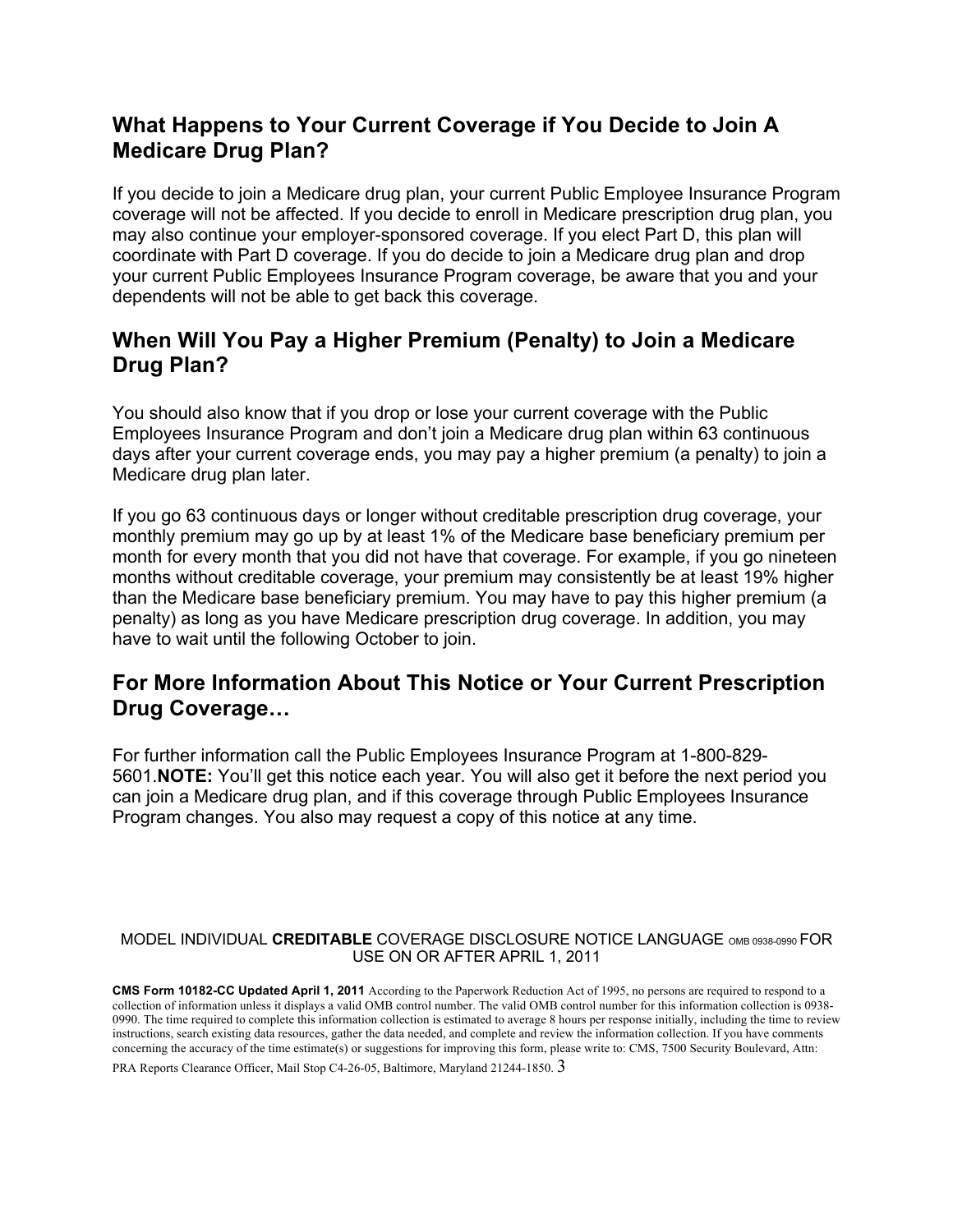## What Happens to Your Current Coverage if You Decide to Join A Medicare Drug Plan?

If you decide to join a Medicare drug plan, your current Public Employee Insurance Program coverage will not be affected. If you decide to enroll in Medicare prescription drug plan, you may also continue your employer-sponsored coverage. If you elect Part D, this plan will coordinate with Part D coverage. If you do decide to join a Medicare drug plan and drop your current Public Employees Insurance Program coverage, be aware that you and your dependents will not be able to get back this coverage.

## When Will You Pay a Higher Premium (Penalty) to Join a Medicare Drug Plan?

You should also know that if you drop or lose your current coverage with the Public Employees Insurance Program and don't join a Medicare drug plan within 63 continuous days after your current coverage ends, you may pay a higher premium (a penalty) to join a Medicare drug plan later.

If you go 63 continuous days or longer without creditable prescription drug coverage, your monthly premium may go up by at least 1% of the Medicare base beneficiary premium per month for every month that you did not have that coverage. For example, if you go nineteen months without creditable coverage, your premium may consistently be at least 19% higher than the Medicare base beneficiary premium. You may have to pay this higher premium (a penalty) as long as you have Medicare prescription drug coverage. In addition, you may have to wait until the following October to join.

## For More Information About This Notice or Your Current Prescription Drug Coverage…

For further information call the Public Employees Insurance Program at 1-800-829-5601.**NOTE:** You'll get this notice each year. You will also get it before the next period you can join a Medicare drug plan, and if this coverage through Public Employees Insurance Program changes. You also may request a copy of this notice at any time.

MODEL INDIVIDUAL **CREDITABLE** COVERAGE DISCLOSURE NOTICE LANGUAGE OMB 0938-0990 FOR USE ON OR AFTER APRIL 1, 2011

**CMS Form 10182-CC Updated April 1, 2011** According to the Paperwork Reduction Act of 1995, no persons are required to respond to a collection of information unless it displays a valid OMB control number. The valid OMB control number for this information collection is 0938-0990. The time required to complete this information collection is estimated to average 8 hours per response initially, including the time to review instructions, search existing data resources, gather the data needed, and complete and review the information collection. If you have comments concerning the accuracy of the time estimate(s) or suggestions for improving this form, please write to: CMS, 7500 Security Boulevard, Attn: PRA Reports Clearance Officer, Mail Stop C4-26-05, Baltimore, Maryland 21244-1850.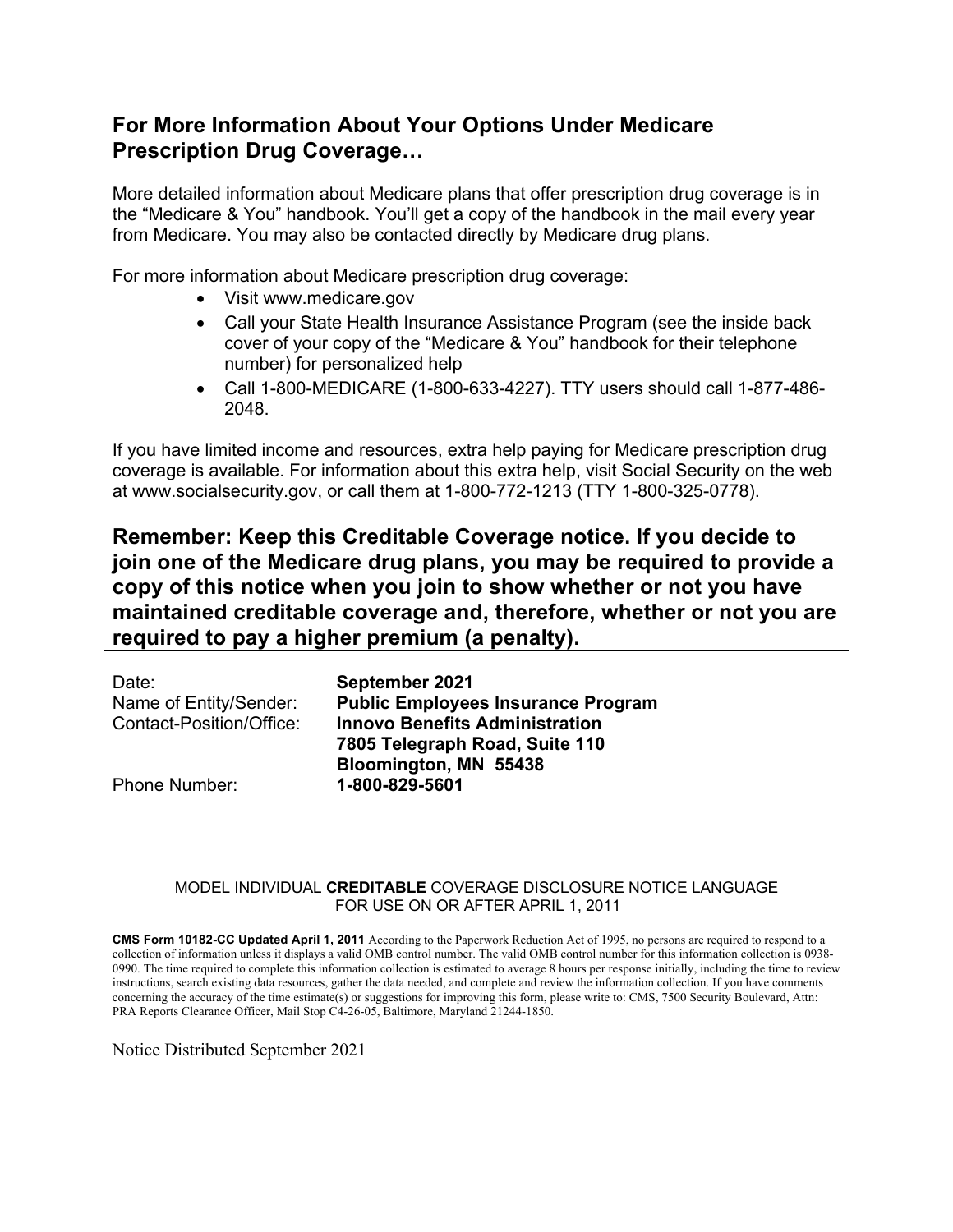## For More Information About Your Options Under Medicare Prescription Drug Coverage…

More detailed information about Medicare plans that offer prescription drug coverage is in the "Medicare & You" handbook. You'll get a copy of the handbook in the mail every year from Medicare. You may also be contacted directly by Medicare drug plans.

For more information about Medicare prescription drug coverage:

- Visit www.medicare.gov
- Call your State Health Insurance Assistance Program (see the inside back cover of your copy of the "Medicare & You" handbook for their telephone number) for personalized help
- Call 1-800-MEDICARE (1-800-633-4227). TTY users should call 1-877-486-2048.

If you have limited income and resources, extra help paying for Medicare prescription drug coverage is available. For information about this extra help, visit Social Security on the web at www.socialsecurity.gov, or call them at 1-800-772-1213 (TTY 1-800-325-0778).

**Remember: Keep this Creditable Coverage notice. If you decide to join one of the Medicare drug plans, you may be required to provide a copy of this notice when you join to show whether or not you have maintained creditable coverage and, therefore, whether or not you are required to pay a higher premium (a penalty).**

| | |
|---|---|
| Date: | **September 2021** |
| Name of Entity/Sender: | **Public Employees Insurance Program** |
| Contact-Position/Office: | **Innovo Benefits Administration**<br>**7805 Telegraph Road, Suite 110**<br>**Bloomington, MN 55438** |
| Phone Number: | **1-800-829-5601** |

MODEL INDIVIDUAL **CREDITABLE** COVERAGE DISCLOSURE NOTICE LANGUAGE FOR USE ON OR AFTER APRIL 1, 2011

**CMS Form 10182-CC Updated April 1, 2011** According to the Paperwork Reduction Act of 1995, no persons are required to respond to a collection of information unless it displays a valid OMB control number. The valid OMB control number for this information collection is 0938-0990. The time required to complete this information collection is estimated to average 8 hours per response initially, including the time to review instructions, search existing data resources, gather the data needed, and complete and review the information collection. If you have comments concerning the accuracy of the time estimate(s) or suggestions for improving this form, please write to: CMS, 7500 Security Boulevard, Attn: PRA Reports Clearance Officer, Mail Stop C4-26-05, Baltimore, Maryland 21244-1850.

Notice Distributed September 2021